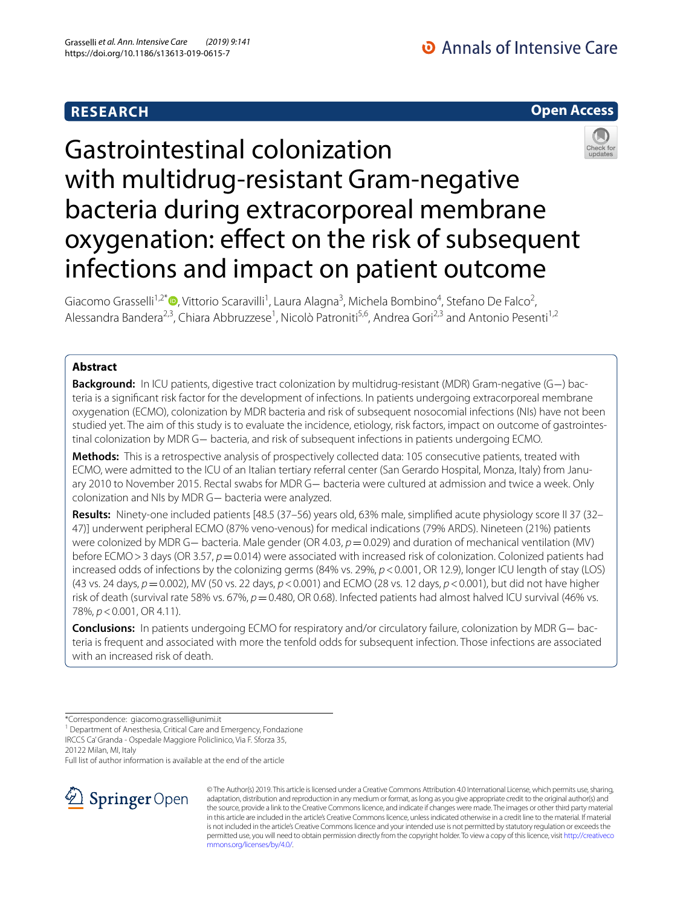RESEARCH

Open Access

# Gastrointestinal colonization with multidrug-resistant Gram-negative bacteria during extracorporeal membrane oxygenation: effect on the risk of subsequent infections and impact on patient outcome

Giacomo Grasselli[1,2*], Vittorio Scaravilli[1], Laura Alagna[3], Michela Bombino[4], Stefano De Falco[2], Alessandra Bandera[2,3], Chiara Abbruzzese[1], Nicolò Patroniti[5,6], Andrea Gori[2,3] and Antonio Pesenti[1,2]

## Abstract

**Background:** In ICU patients, digestive tract colonization by multidrug-resistant (MDR) Gram-negative (G−) bacteria is a significant risk factor for the development of infections. In patients undergoing extracorporeal membrane oxygenation (ECMO), colonization by MDR bacteria and risk of subsequent nosocomial infections (NIs) have not been studied yet. The aim of this study is to evaluate the incidence, etiology, risk factors, impact on outcome of gastrointestinal colonization by MDR G− bacteria, and risk of subsequent infections in patients undergoing ECMO.

**Methods:** This is a retrospective analysis of prospectively collected data: 105 consecutive patients, treated with ECMO, were admitted to the ICU of an Italian tertiary referral center (San Gerardo Hospital, Monza, Italy) from January 2010 to November 2015. Rectal swabs for MDR G− bacteria were cultured at admission and twice a week. Only colonization and NIs by MDR G− bacteria were analyzed.

**Results:** Ninety-one included patients [48.5 (37–56) years old, 63% male, simplified acute physiology score II 37 (32–47)] underwent peripheral ECMO (87% veno-venous) for medical indications (79% ARDS). Nineteen (21%) patients were colonized by MDR G− bacteria. Male gender (OR 4.03, $p = 0.029$) and duration of mechanical ventilation (MV) before ECMO > 3 days (OR 3.57, $p = 0.014$) were associated with increased risk of colonization. Colonized patients had increased odds of infections by the colonizing germs (84% vs. 29%, $p < 0.001$, OR 12.9), longer ICU length of stay (LOS) (43 vs. 24 days, $p = 0.002$), MV (50 vs. 22 days, $p < 0.001$) and ECMO (28 vs. 12 days, $p < 0.001$), but did not have higher risk of death (survival rate 58% vs. 67%, $p = 0.480$, OR 0.68). Infected patients had almost halved ICU survival (46% vs. 78%, $p < 0.001$, OR 4.11).

**Conclusions:** In patients undergoing ECMO for respiratory and/or circulatory failure, colonization by MDR G− bacteria is frequent and associated with more the tenfold odds for subsequent infection. Those infections are associated with an increased risk of death.

*Correspondence: giacomo.grasselli@unimi.it
[1] Department of Anesthesia, Critical Care and Emergency, Fondazione IRCCS Ca' Granda - Ospedale Maggiore Policlinico, Via F. Sforza 35, 20122 Milan, MI, Italy
Full list of author information is available at the end of the article

© The Author(s) 2019. This article is licensed under a Creative Commons Attribution 4.0 International License, which permits use, sharing, adaptation, distribution and reproduction in any medium or format, as long as you give appropriate credit to the original author(s) and the source, provide a link to the Creative Commons licence, and indicate if changes were made. The images or other third party material in this article are included in the article's Creative Commons licence, unless indicated otherwise in a credit line to the material. If material is not included in the article's Creative Commons licence and your intended use is not permitted by statutory regulation or exceeds the permitted use, you will need to obtain permission directly from the copyright holder. To view a copy of this licence, visit http://creativecommons.org/licenses/by/4.0/.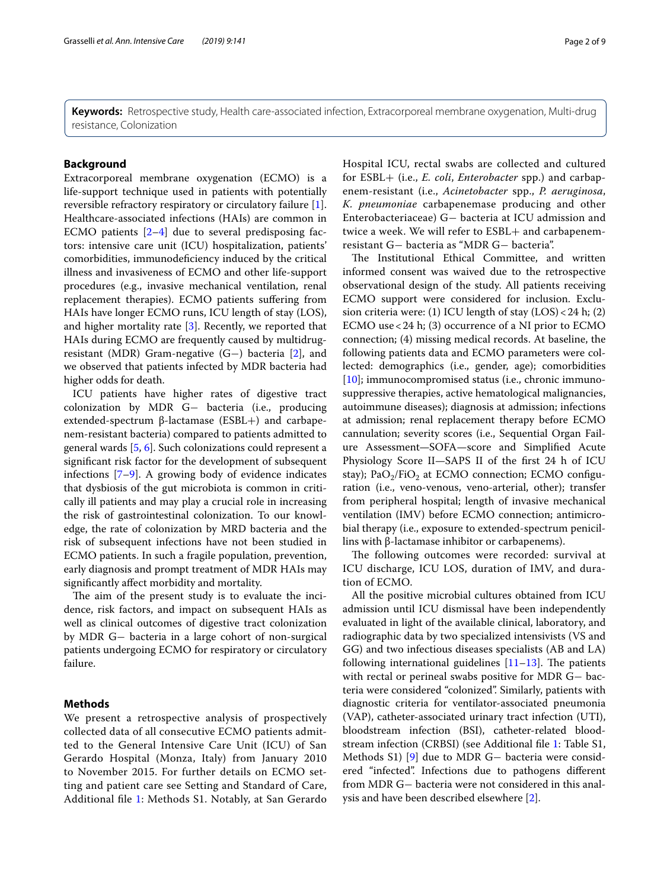**Keywords:** Retrospective study, Health care-associated infection, Extracorporeal membrane oxygenation, Multi-drug resistance, Colonization

## Background

Extracorporeal membrane oxygenation (ECMO) is a life-support technique used in patients with potentially reversible refractory respiratory or circulatory failure [1]. Healthcare-associated infections (HAIs) are common in ECMO patients [2–4] due to several predisposing factors: intensive care unit (ICU) hospitalization, patients' comorbidities, immunodeficiency induced by the critical illness and invasiveness of ECMO and other life-support procedures (e.g., invasive mechanical ventilation, renal replacement therapies). ECMO patients suffering from HAIs have longer ECMO runs, ICU length of stay (LOS), and higher mortality rate [3]. Recently, we reported that HAIs during ECMO are frequently caused by multidrug-resistant (MDR) Gram-negative (G−) bacteria [2], and we observed that patients infected by MDR bacteria had higher odds for death.

ICU patients have higher rates of digestive tract colonization by MDR G− bacteria (i.e., producing extended-spectrum β-lactamase (ESBL+) and carbapenem-resistant bacteria) compared to patients admitted to general wards [5, 6]. Such colonizations could represent a significant risk factor for the development of subsequent infections [7–9]. A growing body of evidence indicates that dysbiosis of the gut microbiota is common in critically ill patients and may play a crucial role in increasing the risk of gastrointestinal colonization. To our knowledge, the rate of colonization by MRD bacteria and the risk of subsequent infections have not been studied in ECMO patients. In such a fragile population, prevention, early diagnosis and prompt treatment of MDR HAIs may significantly affect morbidity and mortality.

The aim of the present study is to evaluate the incidence, risk factors, and impact on subsequent HAIs as well as clinical outcomes of digestive tract colonization by MDR G− bacteria in a large cohort of non-surgical patients undergoing ECMO for respiratory or circulatory failure.

## Methods

We present a retrospective analysis of prospectively collected data of all consecutive ECMO patients admitted to the General Intensive Care Unit (ICU) of San Gerardo Hospital (Monza, Italy) from January 2010 to November 2015. For further details on ECMO setting and patient care see Setting and Standard of Care, Additional file 1: Methods S1. Notably, at San Gerardo Hospital ICU, rectal swabs are collected and cultured for ESBL+ (i.e., *E. coli*, *Enterobacter* spp.) and carbapenem-resistant (i.e., *Acinetobacter* spp., *P. aeruginosa*, *K. pneumoniae* carbapenemase producing and other Enterobacteriaceae) G− bacteria at ICU admission and twice a week. We will refer to ESBL+ and carbapenem-resistant G− bacteria as "MDR G− bacteria".

The Institutional Ethical Committee, and written informed consent was waived due to the retrospective observational design of the study. All patients receiving ECMO support were considered for inclusion. Exclusion criteria were: (1) ICU length of stay (LOS) < 24 h; (2) ECMO use < 24 h; (3) occurrence of a NI prior to ECMO connection; (4) missing medical records. At baseline, the following patients data and ECMO parameters were collected: demographics (i.e., gender, age); comorbidities [10]; immunocompromised status (i.e., chronic immunosuppressive therapies, active hematological malignancies, autoimmune diseases); diagnosis at admission; infections at admission; renal replacement therapy before ECMO cannulation; severity scores (i.e., Sequential Organ Failure Assessment—SOFA—score and Simplified Acute Physiology Score II—SAPS II of the first 24 h of ICU stay); $PaO_2/FiO_2$ at ECMO connection; ECMO configuration (i.e., veno-venous, veno-arterial, other); transfer from peripheral hospital; length of invasive mechanical ventilation (IMV) before ECMO connection; antimicrobial therapy (i.e., exposure to extended-spectrum penicillins with β-lactamase inhibitor or carbapenems).

The following outcomes were recorded: survival at ICU discharge, ICU LOS, duration of IMV, and duration of ECMO.

All the positive microbial cultures obtained from ICU admission until ICU dismissal have been independently evaluated in light of the available clinical, laboratory, and radiographic data by two specialized intensivists (VS and GG) and two infectious diseases specialists (AB and LA) following international guidelines [11–13]. The patients with rectal or perineal swabs positive for MDR G− bacteria were considered "colonized". Similarly, patients with diagnostic criteria for ventilator-associated pneumonia (VAP), catheter-associated urinary tract infection (UTI), bloodstream infection (BSI), catheter-related bloodstream infection (CRBSI) (see Additional file 1: Table S1, Methods S1) [9] due to MDR G− bacteria were considered "infected". Infections due to pathogens different from MDR G− bacteria were not considered in this analysis and have been described elsewhere [2].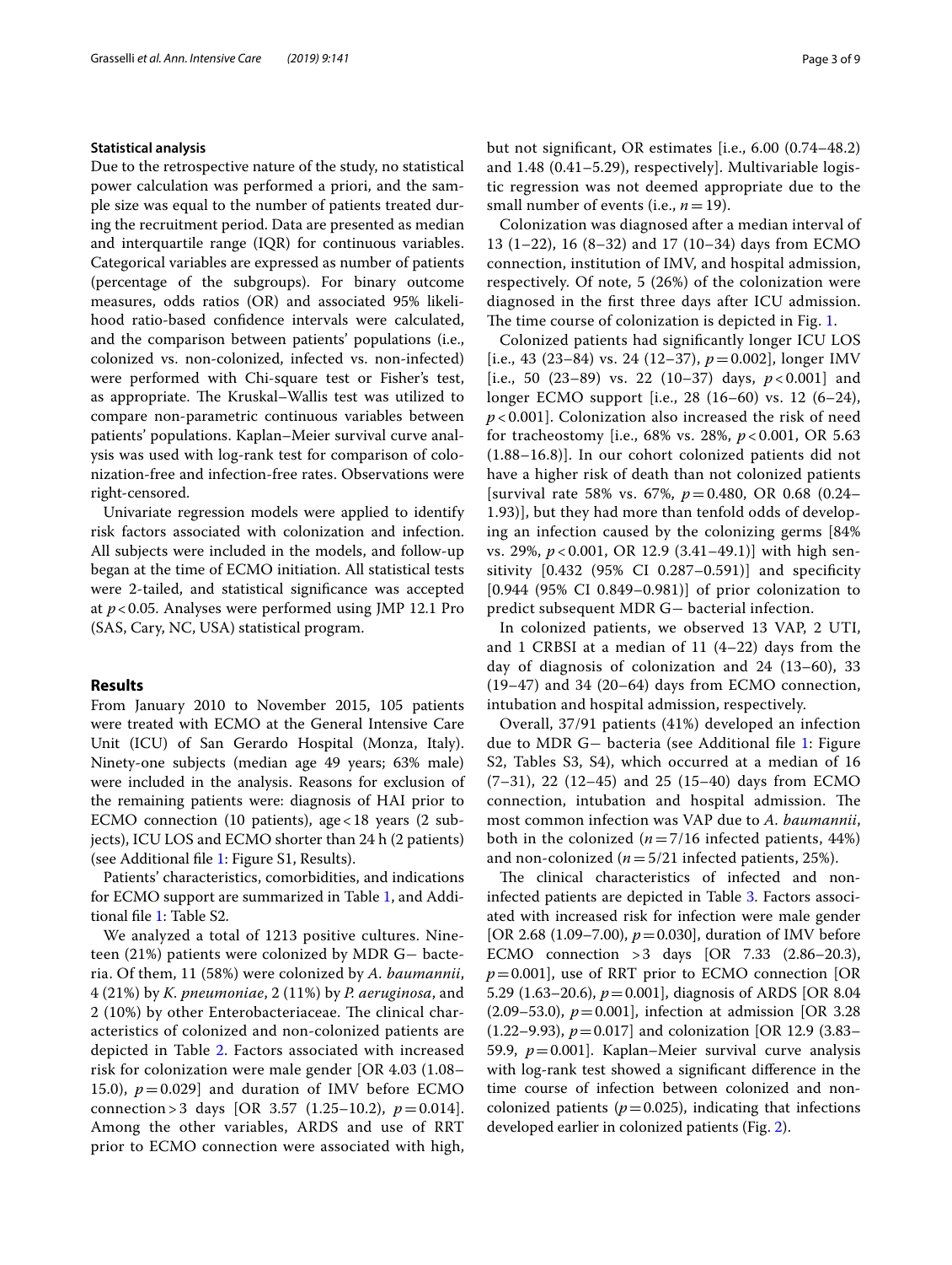### Statistical analysis

Due to the retrospective nature of the study, no statistical power calculation was performed a priori, and the sample size was equal to the number of patients treated during the recruitment period. Data are presented as median and interquartile range (IQR) for continuous variables. Categorical variables are expressed as number of patients (percentage of the subgroups). For binary outcome measures, odds ratios (OR) and associated 95% likelihood ratio-based confidence intervals were calculated, and the comparison between patients' populations (i.e., colonized vs. non-colonized, infected vs. non-infected) were performed with Chi-square test or Fisher's test, as appropriate. The Kruskal–Wallis test was utilized to compare non-parametric continuous variables between patients' populations. Kaplan–Meier survival curve analysis was used with log-rank test for comparison of colonization-free and infection-free rates. Observations were right-censored.

Univariate regression models were applied to identify risk factors associated with colonization and infection. All subjects were included in the models, and follow-up began at the time of ECMO initiation. All statistical tests were 2-tailed, and statistical significance was accepted at $p < 0.05$. Analyses were performed using JMP 12.1 Pro (SAS, Cary, NC, USA) statistical program.

## Results

From January 2010 to November 2015, 105 patients were treated with ECMO at the General Intensive Care Unit (ICU) of San Gerardo Hospital (Monza, Italy). Ninety-one subjects (median age 49 years; 63% male) were included in the analysis. Reasons for exclusion of the remaining patients were: diagnosis of HAI prior to ECMO connection (10 patients), age < 18 years (2 subjects), ICU LOS and ECMO shorter than 24 h (2 patients) (see Additional file 1: Figure S1, Results).

Patients' characteristics, comorbidities, and indications for ECMO support are summarized in Table 1, and Additional file 1: Table S2.

We analyzed a total of 1213 positive cultures. Nineteen (21%) patients were colonized by MDR G− bacteria. Of them, 11 (58%) were colonized by *A. baumannii*, 4 (21%) by *K. pneumoniae*, 2 (11%) by *P. aeruginosa*, and 2 (10%) by other Enterobacteriaceae. The clinical characteristics of colonized and non-colonized patients are depicted in Table 2. Factors associated with increased risk for colonization were male gender [OR 4.03 (1.08–15.0), $p = 0.029$] and duration of IMV before ECMO connection > 3 days [OR 3.57 (1.25–10.2), $p = 0.014$]. Among the other variables, ARDS and use of RRT prior to ECMO connection were associated with high, but not significant, OR estimates [i.e., 6.00 (0.74–48.2) and 1.48 (0.41–5.29), respectively]. Multivariable logistic regression was not deemed appropriate due to the small number of events (i.e., $n = 19$).

Colonization was diagnosed after a median interval of 13 (1–22), 16 (8–32) and 17 (10–34) days from ECMO connection, institution of IMV, and hospital admission, respectively. Of note, 5 (26%) of the colonization were diagnosed in the first three days after ICU admission. The time course of colonization is depicted in Fig. 1.

Colonized patients had significantly longer ICU LOS [i.e., 43 (23–84) vs. 24 (12–37), $p = 0.002$], longer IMV [i.e., 50 (23–89) vs. 22 (10–37) days, $p < 0.001$] and longer ECMO support [i.e., 28 (16–60) vs. 12 (6–24), $p < 0.001$]. Colonization also increased the risk of need for tracheostomy [i.e., 68% vs. 28%, $p < 0.001$, OR 5.63 (1.88–16.8)]. In our cohort colonized patients did not have a higher risk of death than not colonized patients [survival rate 58% vs. 67%, $p = 0.480$, OR 0.68 (0.24–1.93)], but they had more than tenfold odds of developing an infection caused by the colonizing germs [84% vs. 29%, $p < 0.001$, OR 12.9 (3.41–49.1)] with high sensitivity [0.432 (95% CI 0.287–0.591)] and specificity [0.944 (95% CI 0.849–0.981)] of prior colonization to predict subsequent MDR G− bacterial infection.

In colonized patients, we observed 13 VAP, 2 UTI, and 1 CRBSI at a median of 11 (4–22) days from the day of diagnosis of colonization and 24 (13–60), 33 (19–47) and 34 (20–64) days from ECMO connection, intubation and hospital admission, respectively.

Overall, 37/91 patients (41%) developed an infection due to MDR G− bacteria (see Additional file 1: Figure S2, Tables S3, S4), which occurred at a median of 16 (7–31), 22 (12–45) and 25 (15–40) days from ECMO connection, intubation and hospital admission. The most common infection was VAP due to *A. baumannii*, both in the colonized ($n = 7/16$ infected patients, 44%) and non-colonized ($n = 5/21$ infected patients, 25%).

The clinical characteristics of infected and non-infected patients are depicted in Table 3. Factors associated with increased risk for infection were male gender [OR 2.68 (1.09–7.00), $p = 0.030$], duration of IMV before ECMO connection > 3 days [OR 7.33 (2.86–20.3), $p = 0.001$], use of RRT prior to ECMO connection [OR 5.29 (1.63–20.6), $p = 0.001$], diagnosis of ARDS [OR 8.04 (2.09–53.0), $p = 0.001$], infection at admission [OR 3.28 (1.22–9.93), $p = 0.017$] and colonization [OR 12.9 (3.83–59.9, $p = 0.001$]. Kaplan–Meier survival curve analysis with log-rank test showed a significant difference in the time course of infection between colonized and non-colonized patients ($p = 0.025$), indicating that infections developed earlier in colonized patients (Fig. 2).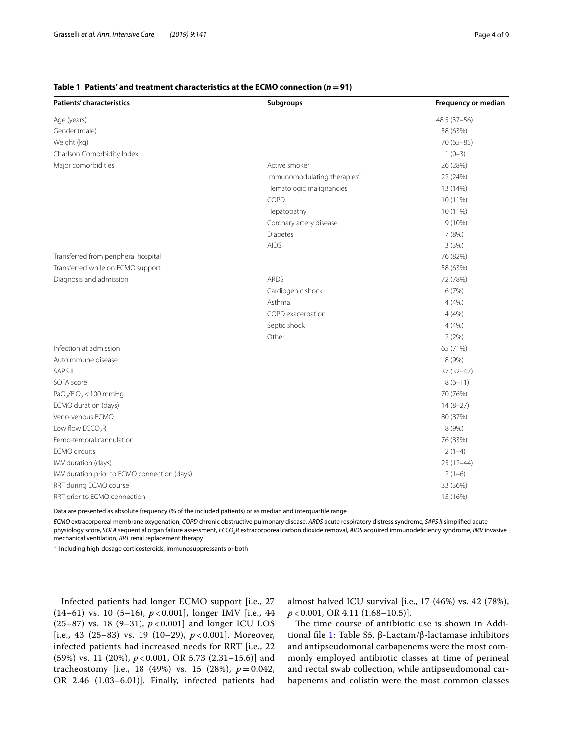**Table 1 Patients' and treatment characteristics at the ECMO connection (*n* = 91)**

| Patients' characteristics | Subgroups | Frequency or median |
| --- | --- | --- |
| Age (years) | | 48.5 (37–56) |
| Gender (male) | | 58 (63%) |
| Weight (kg) | | 70 (65–85) |
| Charlson Comorbidity Index | | 1 (0–3) |
| Major comorbidities | Active smoker | 26 (28%) |
| | Immunomodulating therapies[a] | 22 (24%) |
| | Hematologic malignancies | 13 (14%) |
| | COPD | 10 (11%) |
| | Hepatopathy | 10 (11%) |
| | Coronary artery disease | 9 (10%) |
| | Diabetes | 7 (8%) |
| | AIDS | 3 (3%) |
| Transferred from peripheral hospital | | 76 (82%) |
| Transferred while on ECMO support | | 58 (63%) |
| Diagnosis and admission | ARDS | 72 (78%) |
| | Cardiogenic shock | 6 (7%) |
| | Asthma | 4 (4%) |
| | COPD exacerbation | 4 (4%) |
| | Septic shock | 4 (4%) |
| | Other | 2 (2%) |
| Infection at admission | | 65 (71%) |
| Autoimmune disease | | 8 (9%) |
| SAPS II | | 37 (32–47) |
| SOFA score | | 8 (6–11) |
| $PaO_2/FiO_2 < 100$ mmHg | | 70 (76%) |
| ECMO duration (days) | | 14 (8–27) |
| Veno-venous ECMO | | 80 (87%) |
| Low flow $ECCO_2R$ | | 8 (9%) |
| Femo-femoral cannulation | | 76 (83%) |
| ECMO circuits | | 2 (1–4) |
| IMV duration (days) | | 25 (12–44) |
| IMV duration prior to ECMO connection (days) | | 2 (1–6) |
| RRT during ECMO course | | 33 (36%) |
| RRT prior to ECMO connection | | 15 (16%) |

Data are presented as absolute frequency (% of the included patients) or as median and interquartile range

*ECMO* extracorporeal membrane oxygenation, *COPD* chronic obstructive pulmonary disease, *ARDS* acute respiratory distress syndrome, *SAPS II* simplified acute physiology score, *SOFA* sequential organ failure assessment, *$ECCO_2R$* extracorporeal carbon dioxide removal, *AIDS* acquired immunodeficiency syndrome, *IMV* invasive mechanical ventilation, *RRT* renal replacement therapy

[a] Including high-dosage corticosteroids, immunosuppressants or both

Infected patients had longer ECMO support [i.e., 27 (14–61) vs. 10 (5–16), $p < 0.001$], longer IMV [i.e., 44 (25–87) vs. 18 (9–31), $p < 0.001$] and longer ICU LOS [i.e., 43 (25–83) vs. 19 (10–29), $p < 0.001$]. Moreover, infected patients had increased needs for RRT [i.e., 22 (59%) vs. 11 (20%), $p < 0.001$, OR 5.73 (2.31–15.6)] and tracheostomy [i.e., 18 (49%) vs. 15 (28%), $p = 0.042$, OR 2.46 (1.03–6.01)]. Finally, infected patients had almost halved ICU survival [i.e., 17 (46%) vs. 42 (78%), $p < 0.001$, OR 4.11 (1.68–10.5)].

The time course of antibiotic use is shown in Additional file 1: Table S5. β-Lactam/β-lactamase inhibitors and antipseudomonal carbapenems were the most commonly employed antibiotic classes at time of perineal and rectal swab collection, while antipseudomonal carbapenems and colistin were the most common classes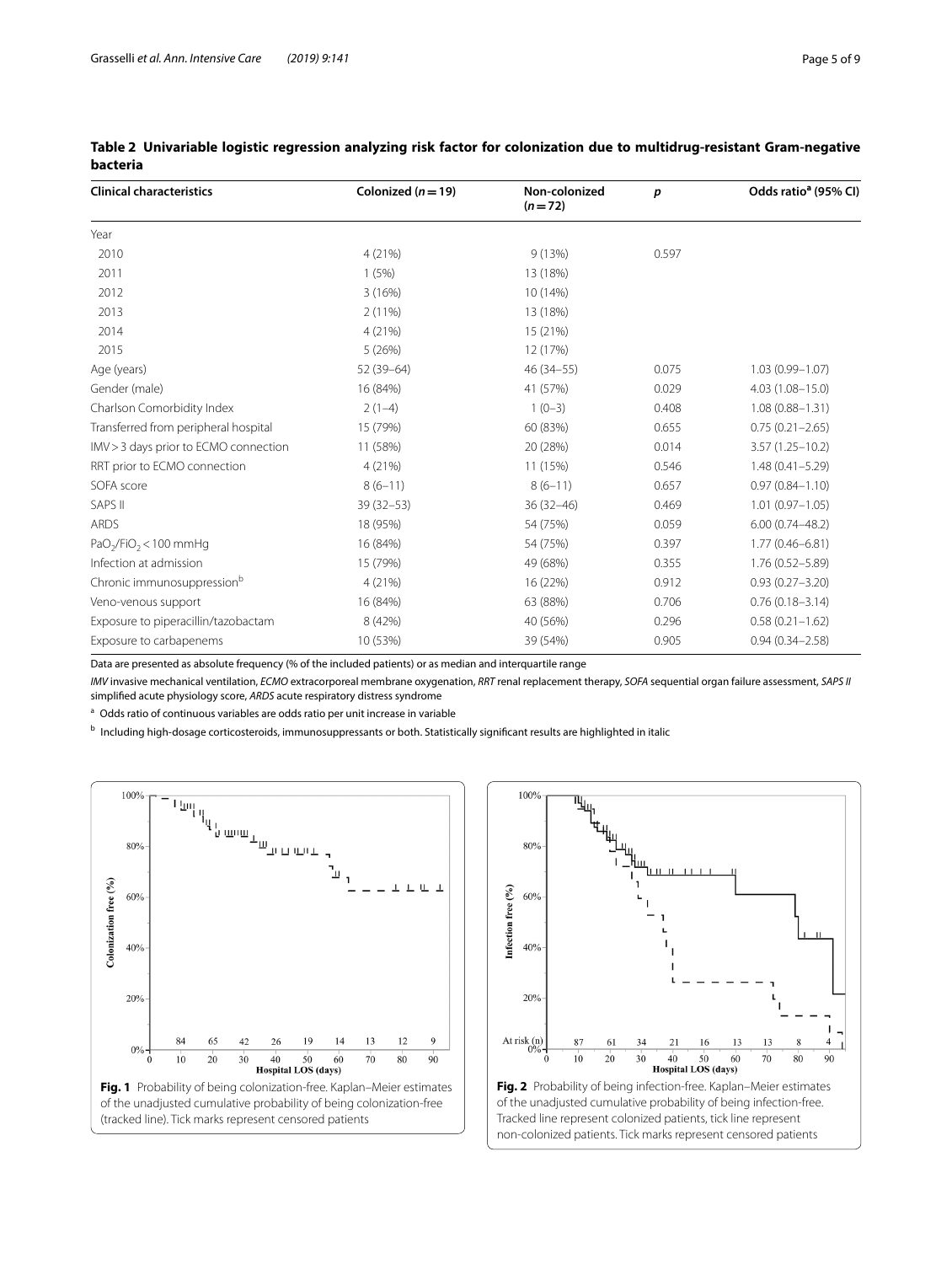**Table 2 Univariable logistic regression analyzing risk factor for colonization due to multidrug-resistant Gram-negative bacteria**

| Clinical characteristics | Colonized ($n=19$) | Non-colonized ($n=72$) | $p$ | Odds ratio[a] (95% CI) |
|---|---|---|---|---|
| Year | | | | |
| 2010 | 4 (21%) | 9 (13%) | 0.597 | |
| 2011 | 1 (5%) | 13 (18%) | | |
| 2012 | 3 (16%) | 10 (14%) | | |
| 2013 | 2 (11%) | 13 (18%) | | |
| 2014 | 4 (21%) | 15 (21%) | | |
| 2015 | 5 (26%) | 12 (17%) | | |
| Age (years) | 52 (39–64) | 46 (34–55) | 0.075 | 1.03 (0.99–1.07) |
| Gender (male) | 16 (84%) | 41 (57%) | 0.029 | 4.03 (1.08–15.0) |
| Charlson Comorbidity Index | 2 (1–4) | 1 (0–3) | 0.408 | 1.08 (0.88–1.31) |
| Transferred from peripheral hospital | 15 (79%) | 60 (83%) | 0.655 | 0.75 (0.21–2.65) |
| IMV > 3 days prior to ECMO connection | 11 (58%) | 20 (28%) | 0.014 | 3.57 (1.25–10.2) |
| RRT prior to ECMO connection | 4 (21%) | 11 (15%) | 0.546 | 1.48 (0.41–5.29) |
| SOFA score | 8 (6–11) | 8 (6–11) | 0.657 | 0.97 (0.84–1.10) |
| SAPS II | 39 (32–53) | 36 (32–46) | 0.469 | 1.01 (0.97–1.05) |
| ARDS | 18 (95%) | 54 (75%) | 0.059 | 6.00 (0.74–48.2) |
| $PaO_2/FiO_2 < 100$ mmHg | 16 (84%) | 54 (75%) | 0.397 | 1.77 (0.46–6.81) |
| Infection at admission | 15 (79%) | 49 (68%) | 0.355 | 1.76 (0.52–5.89) |
| Chronic immunosuppression[b] | 4 (21%) | 16 (22%) | 0.912 | 0.93 (0.27–3.20) |
| Veno-venous support | 16 (84%) | 63 (88%) | 0.706 | 0.76 (0.18–3.14) |
| Exposure to piperacillin/tazobactam | 8 (42%) | 40 (56%) | 0.296 | 0.58 (0.21–1.62) |
| Exposure to carbapenems | 10 (53%) | 39 (54%) | 0.905 | 0.94 (0.34–2.58) |

Data are presented as absolute frequency (% of the included patients) or as median and interquartile range

*IMV* invasive mechanical ventilation, *ECMO* extracorporeal membrane oxygenation, *RRT* renal replacement therapy, *SOFA* sequential organ failure assessment, *SAPS II* simplified acute physiology score, *ARDS* acute respiratory distress syndrome

[a] Odds ratio of continuous variables are odds ratio per unit increase in variable

[b] Including high-dosage corticosteroids, immunosuppressants or both. Statistically significant results are highlighted in italic

**Fig. 1** Probability of being colonization-free. Kaplan–Meier estimates of the unadjusted cumulative probability of being colonization-free (tracked line). Tick marks represent censored patients

**Fig. 2** Probability of being infection-free. Kaplan–Meier estimates of the unadjusted cumulative probability of being infection-free. Tracked line represent colonized patients, tick line represent non-colonized patients. Tick marks represent censored patients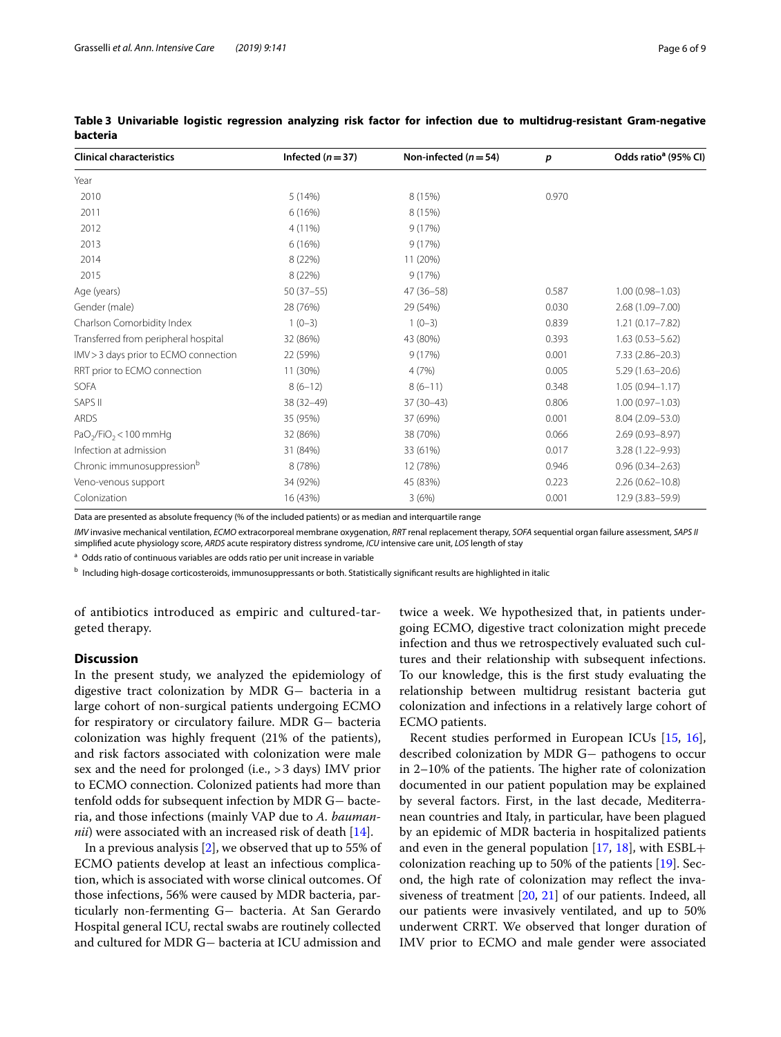**Table 3 Univariable logistic regression analyzing risk factor for infection due to multidrug-resistant Gram-negative bacteria**

| Clinical characteristics | Infected ($n = 37$) | Non-infected ($n = 54$) | $p$ | Odds ratio[a] (95% CI) |
|---|---|---|---|---|
| Year | | | | |
| 2010 | 5 (14%) | 8 (15%) | 0.970 | |
| 2011 | 6 (16%) | 8 (15%) | | |
| 2012 | 4 (11%) | 9 (17%) | | |
| 2013 | 6 (16%) | 9 (17%) | | |
| 2014 | 8 (22%) | 11 (20%) | | |
| 2015 | 8 (22%) | 9 (17%) | | |
| Age (years) | 50 (37–55) | 47 (36–58) | 0.587 | 1.00 (0.98–1.03) |
| Gender (male) | 28 (76%) | 29 (54%) | 0.030 | 2.68 (1.09–7.00) |
| Charlson Comorbidity Index | 1 (0–3) | 1 (0–3) | 0.839 | 1.21 (0.17–7.82) |
| Transferred from peripheral hospital | 32 (86%) | 43 (80%) | 0.393 | 1.63 (0.53–5.62) |
| IMV > 3 days prior to ECMO connection | 22 (59%) | 9 (17%) | 0.001 | 7.33 (2.86–20.3) |
| RRT prior to ECMO connection | 11 (30%) | 4 (7%) | 0.005 | 5.29 (1.63–20.6) |
| SOFA | 8 (6–12) | 8 (6–11) | 0.348 | 1.05 (0.94–1.17) |
| SAPS II | 38 (32–49) | 37 (30–43) | 0.806 | 1.00 (0.97–1.03) |
| ARDS | 35 (95%) | 37 (69%) | 0.001 | 8.04 (2.09–53.0) |
| $PaO_2/FiO_2 < 100$ mmHg | 32 (86%) | 38 (70%) | 0.066 | 2.69 (0.93–8.97) |
| Infection at admission | 31 (84%) | 33 (61%) | 0.017 | 3.28 (1.22–9.93) |
| Chronic immunosuppression[b] | 8 (78%) | 12 (78%) | 0.946 | 0.96 (0.34–2.63) |
| Veno-venous support | 34 (92%) | 45 (83%) | 0.223 | 2.26 (0.62–10.8) |
| Colonization | 16 (43%) | 3 (6%) | 0.001 | 12.9 (3.83–59.9) |

Data are presented as absolute frequency (% of the included patients) or as median and interquartile range

*IMV* invasive mechanical ventilation, *ECMO* extracorporeal membrane oxygenation, *RRT* renal replacement therapy, *SOFA* sequential organ failure assessment, *SAPS II* simplified acute physiology score, *ARDS* acute respiratory distress syndrome, *ICU* intensive care unit, *LOS* length of stay

[a] Odds ratio of continuous variables are odds ratio per unit increase in variable

[b] Including high-dosage corticosteroids, immunosuppressants or both. Statistically significant results are highlighted in italic

of antibiotics introduced as empiric and cultured-targeted therapy.

## Discussion

In the present study, we analyzed the epidemiology of digestive tract colonization by MDR G− bacteria in a large cohort of non-surgical patients undergoing ECMO for respiratory or circulatory failure. MDR G− bacteria colonization was highly frequent (21% of the patients), and risk factors associated with colonization were male sex and the need for prolonged (i.e., > 3 days) IMV prior to ECMO connection. Colonized patients had more than tenfold odds for subsequent infection by MDR G− bacteria, and those infections (mainly VAP due to *A. baumannii*) were associated with an increased risk of death [14].

In a previous analysis [2], we observed that up to 55% of ECMO patients develop at least an infectious complication, which is associated with worse clinical outcomes. Of those infections, 56% were caused by MDR bacteria, particularly non-fermenting G− bacteria. At San Gerardo Hospital general ICU, rectal swabs are routinely collected and cultured for MDR G− bacteria at ICU admission and twice a week. We hypothesized that, in patients undergoing ECMO, digestive tract colonization might precede infection and thus we retrospectively evaluated such cultures and their relationship with subsequent infections. To our knowledge, this is the first study evaluating the relationship between multidrug resistant bacteria gut colonization and infections in a relatively large cohort of ECMO patients.

Recent studies performed in European ICUs [15, 16], described colonization by MDR G− pathogens to occur in 2–10% of the patients. The higher rate of colonization documented in our patient population may be explained by several factors. First, in the last decade, Mediterranean countries and Italy, in particular, have been plagued by an epidemic of MDR bacteria in hospitalized patients and even in the general population [17, 18], with ESBL+ colonization reaching up to 50% of the patients [19]. Second, the high rate of colonization may reflect the invasiveness of treatment [20, 21] of our patients. Indeed, all our patients were invasively ventilated, and up to 50% underwent CRRT. We observed that longer duration of IMV prior to ECMO and male gender were associated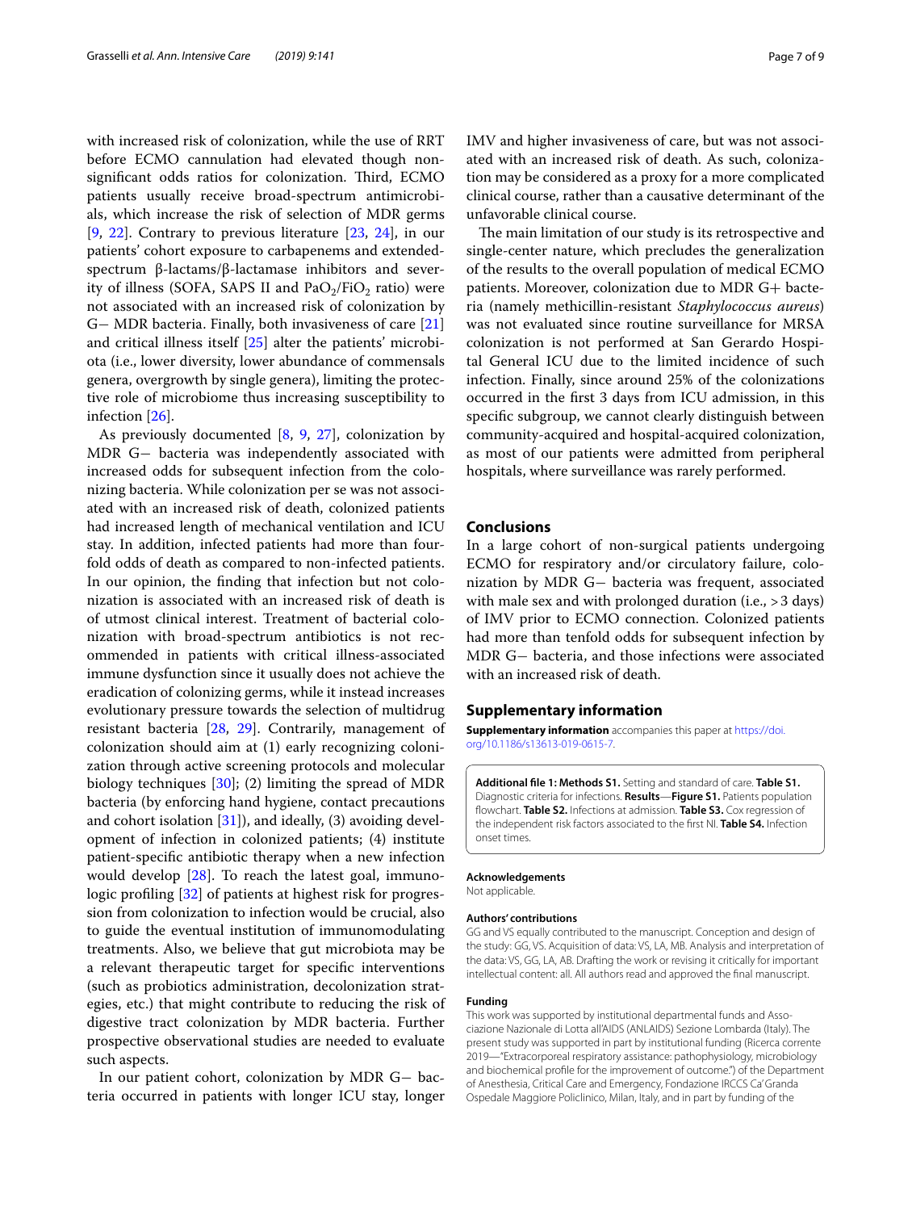with increased risk of colonization, while the use of RRT before ECMO cannulation had elevated though non-significant odds ratios for colonization. Third, ECMO patients usually receive broad-spectrum antimicrobials, which increase the risk of selection of MDR germs [9, 22]. Contrary to previous literature [23, 24], in our patients' cohort exposure to carbapenems and extended-spectrum β-lactams/β-lactamase inhibitors and severity of illness (SOFA, SAPS II and $PaO_2/FiO_2$ ratio) were not associated with an increased risk of colonization by G− MDR bacteria. Finally, both invasiveness of care [21] and critical illness itself [25] alter the patients' microbiota (i.e., lower diversity, lower abundance of commensals genera, overgrowth by single genera), limiting the protective role of microbiome thus increasing susceptibility to infection [26].

As previously documented [8, 9, 27], colonization by MDR G− bacteria was independently associated with increased odds for subsequent infection from the colonizing bacteria. While colonization per se was not associated with an increased risk of death, colonized patients had increased length of mechanical ventilation and ICU stay. In addition, infected patients had more than fourfold odds of death as compared to non-infected patients. In our opinion, the finding that infection but not colonization is associated with an increased risk of death is of utmost clinical interest. Treatment of bacterial colonization with broad-spectrum antibiotics is not recommended in patients with critical illness-associated immune dysfunction since it usually does not achieve the eradication of colonizing germs, while it instead increases evolutionary pressure towards the selection of multidrug resistant bacteria [28, 29]. Contrarily, management of colonization should aim at (1) early recognizing colonization through active screening protocols and molecular biology techniques [30]; (2) limiting the spread of MDR bacteria (by enforcing hand hygiene, contact precautions and cohort isolation [31]), and ideally, (3) avoiding development of infection in colonized patients; (4) institute patient-specific antibiotic therapy when a new infection would develop [28]. To reach the latest goal, immunologic profiling [32] of patients at highest risk for progression from colonization to infection would be crucial, also to guide the eventual institution of immunomodulating treatments. Also, we believe that gut microbiota may be a relevant therapeutic target for specific interventions (such as probiotics administration, decolonization strategies, etc.) that might contribute to reducing the risk of digestive tract colonization by MDR bacteria. Further prospective observational studies are needed to evaluate such aspects.

In our patient cohort, colonization by MDR G− bacteria occurred in patients with longer ICU stay, longer IMV and higher invasiveness of care, but was not associated with an increased risk of death. As such, colonization may be considered as a proxy for a more complicated clinical course, rather than a causative determinant of the unfavorable clinical course.

The main limitation of our study is its retrospective and single-center nature, which precludes the generalization of the results to the overall population of medical ECMO patients. Moreover, colonization due to MDR G+ bacteria (namely methicillin-resistant *Staphylococcus aureus*) was not evaluated since routine surveillance for MRSA colonization is not performed at San Gerardo Hospital General ICU due to the limited incidence of such infection. Finally, since around 25% of the colonizations occurred in the first 3 days from ICU admission, in this specific subgroup, we cannot clearly distinguish between community-acquired and hospital-acquired colonization, as most of our patients were admitted from peripheral hospitals, where surveillance was rarely performed.

## Conclusions

In a large cohort of non-surgical patients undergoing ECMO for respiratory and/or circulatory failure, colonization by MDR G− bacteria was frequent, associated with male sex and with prolonged duration (i.e., > 3 days) of IMV prior to ECMO connection. Colonized patients had more than tenfold odds for subsequent infection by MDR G− bacteria, and those infections were associated with an increased risk of death.

## Supplementary information

**Supplementary information** accompanies this paper at https://doi.org/10.1186/s13613-019-0615-7.

**Additional file 1: Methods S1.** Setting and standard of care. **Table S1.** Diagnostic criteria for infections. **Results**—**Figure S1.** Patients population flowchart. **Table S2.** Infections at admission. **Table S3.** Cox regression of the independent risk factors associated to the first NI. **Table S4.** Infection onset times.

#### Acknowledgements

Not applicable.

#### Authors' contributions

GG and VS equally contributed to the manuscript. Conception and design of the study: GG, VS. Acquisition of data: VS, LA, MB. Analysis and interpretation of the data: VS, GG, LA, AB. Drafting the work or revising it critically for important intellectual content: all. All authors read and approved the final manuscript.

#### Funding

This work was supported by institutional departmental funds and Associazione Nazionale di Lotta all'AIDS (ANLAIDS) Sezione Lombarda (Italy). The present study was supported in part by institutional funding (Ricerca corrente 2019—"Extracorporeal respiratory assistance: pathophysiology, microbiology and biochemical profile for the improvement of outcome.") of the Department of Anesthesia, Critical Care and Emergency, Fondazione IRCCS Ca' Granda Ospedale Maggiore Policlinico, Milan, Italy, and in part by funding of the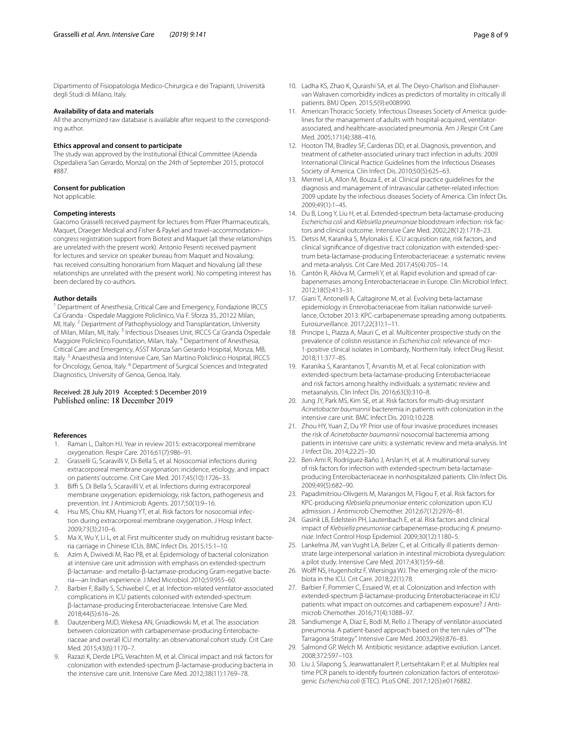Dipartimento di Fisiopatologia Medico-Chirurgica e dei Trapianti, Università degli Studi di Milano, Italy.

### Availability of data and materials

All the anonymized raw database is available after request to the corresponding author.

### Ethics approval and consent to participate

The study was approved by the Institutional Ethical Committee (Azienda Ospedaliera San Gerardo, Monza) on the 24th of September 2015, protocol #887.

### Consent for publication

Not applicable.

### Competing interests

Giacomo Grasselli received payment for lectures from Pfizer Pharmaceuticals, Maquet, Draeger Medical and Fisher & Paykel and travel–accommodation–congress registration support from Biotest and Maquet (all these relationships are unrelated with the present work). Antonio Pesenti received payment for lectures and service on speaker bureau from Maquet and Novalung; has received consulting honorarium from Maquet and Novalung (all these relationships are unrelated with the present work). No competing interest has been declared by co-authors.

### Author details

[1] Department of Anesthesia, Critical Care and Emergency, Fondazione IRCCS Ca' Granda - Ospedale Maggiore Policlinico, Via F. Sforza 35, 20122 Milan, MI, Italy. [2] Department of Pathophysiology and Transplantation, University of Milan, Milan, MI, Italy. [3] Infectious Diseases Unit, IRCCS Ca' Granda Ospedale Maggiore Policlinico Foundation, Milan, Italy. [4] Department of Anesthesia, Critical Care and Emergency, ASST Monza San Gerardo Hospital, Monza, MB, Italy. [5] Anaesthesia and Intensive Care, San Martino Policlinico Hospital, IRCCS for Oncology, Genoa, Italy. [6] Department of Surgical Sciences and Integrated Diagnostics, University of Genoa, Genoa, Italy.

Received: 28 July 2019 Accepted: 5 December 2019
Published online: 18 December 2019

### References

1. Raman L, Dalton HJ. Year in review 2015: extracorporeal membrane oxygenation. Respir Care. 2016;61(7):986–91.
2. Grasselli G, Scaravilli V, Di Bella S, et al. Nosocomial infections during extracorporeal membrane oxygenation: incidence, etiology, and impact on patients' outcome. Crit Care Med. 2017;45(10):1726–33.
3. Biffi S, Di Bella S, Scaravilli V, et al. Infections during extracorporeal membrane oxygenation: epidemiology, risk factors, pathogenesis and prevention. Int J Antimicrob Agents. 2017;50(1):9–16.
4. Hsu MS, Chiu KM, Huang YT, et al. Risk factors for nosocomial infection during extracorporeal membrane oxygenation. J Hosp Infect. 2009;73(3):210–6.
5. Ma X, Wu Y, Li L, et al. First multicenter study on multidrug resistant bacteria carriage in Chinese ICUs. BMC Infect Dis. 2015;15:1–10.
6. Azim A, Dwivedi M, Rao PB, et al. Epidemiology of bacterial colonization at intensive care unit admission with emphasis on extended-spectrum β-lactamase- and metallo-β-lactamase-producing Gram-negative bacteria—an Indian experience. J Med Microbiol. 2010;59:955–60.
7. Barbier F, Bailly S, Schwebel C, et al. Infection-related ventilator-associated complications in ICU patients colonised with extended-spectrum β-lactamase-producing Enterobacteriaceae. Intensive Care Med. 2018;44(5):616–26.
8. Dautzenberg MJD, Wekesa AN, Gniadkowski M, et al. The association between colonization with carbapenemase-producing Enterobacteriaceae and overall ICU mortality: an observational cohort study. Crit Care Med. 2015;43(6):1170–7.
9. Razazi K, Derde LPG, Verachten M, et al. Clinical impact and risk factors for colonization with extended-spectrum β-lactamase-producing bacteria in the intensive care unit. Intensive Care Med. 2012;38(11):1769–78.
10. Ladha KS, Zhao K, Quraishi SA, et al. The Deyo-Charlson and Elixhauser-van Walraven comorbidity indices as predictors of mortality in critically ill patients. BMJ Open. 2015;5(9):e008990.
11. American Thoracic Society. Infectious Diseases Society of America: guidelines for the management of adults with hospital-acquired, ventilator-associated, and healthcare-associated pneumonia. Am J Respir Crit Care Med. 2005;171(4):388–416.
12. Hooton TM, Bradley SF, Cardenas DD, et al. Diagnosis, prevention, and treatment of catheter-associated urinary tract infection in adults: 2009 International Clinical Practice Guidelines from the Infectious Diseases Society of America. Clin Infect Dis. 2010;50(5):625–63.
13. Mermel LA, Allon M, Bouza E, et al. Clinical practice guidelines for the diagnosis and management of intravascular catheter-related infection: 2009 update by the infectious diseases Society of America. Clin Infect Dis. 2009;49(1):1–45.
14. Du B, Long Y, Liu H, et al. Extended-spectrum beta-lactamase-producing *Escherichia coli* and *Klebsiella pneumoniae* bloodstream infection: risk factors and clinical outcome. Intensive Care Med. 2002;28(12):1718–23.
15. Detsis M, Karanika S, Mylonakis E. ICU acquisition rate, risk factors, and clinical significance of digestive tract colonization with extended-spectrum beta-lactamase-producing Enterobacteriaceae: a systematic review and meta-analysis. Crit Care Med. 2017;45(4):705–14.
16. Cantón R, Akóva M, Carmeli Y, et al. Rapid evolution and spread of carbapenemases among Enterobacteriaceae in Europe. Clin Microbiol Infect. 2012;18(5):413–31.
17. Giani T, Antonelli A, Caltagirone M, et al. Evolving beta-lactamase epidemiology in Enterobacteriaceae from Italian nationwide surveillance, October 2013: KPC-carbapenemase spreading among outpatients. Eurosurveillance. 2017;22(31):1–11.
18. Principe L, Piazza A, Mauri C, et al. Multicenter prospective study on the prevalence of colistin resistance in *Escherichia coli*: relevance of mcr-1-positive clinical isolates in Lombardy, Northern Italy. Infect Drug Resist. 2018;11:377–85.
19. Karanika S, Karantanos T, Arvanitis M, et al. Fecal colonization with extended-spectrum beta-lactamase-producing Enterobacteriaceae and risk factors among healthy individuals: a systematic review and metaanalysis. Clin Infect Dis. 2016;63(3):310–8.
20. Jung JY, Park MS, Kim SE, et al. Risk factors for multi-drug resistant *Acinetobacter baumannii* bacteremia in patients with colonization in the intensive care unit. BMC Infect Dis. 2010;10:228.
21. Zhou HY, Yuan Z, Du YP. Prior use of four invasive procedures increases the risk of *Acinetobacter baumannii* nosocomial bacteremia among patients in intensive care units: a systematic review and meta-analysis. Int J Infect Dis. 2014;22:25–30.
22. Ben-Ami R, Rodríguez-Baño J, Arslan H, et al. A multinational survey of risk factors for infection with extended-spectrum beta-lactamase-producing Enterobacteriaceae in nonhospitalized patients. Clin Infect Dis. 2009;49(5):682–90.
23. Papadimitriou-Olivgeris M, Marangos M, Fligou F, et al. Risk factors for KPC-producing *Klebsiella pneumoniae* enteric colonization upon ICU admission. J Antimicrob Chemother. 2012;67(12):2976–81.
24. Gasink LB, Edelstein PH, Lautenbach E, et al. Risk factors and clinical impact of *Klebsiella pneumoniae* carbapenemase-producing *K. pneumoniae*. Infect Control Hosp Epidemiol. 2009;30(12):1180–5.
25. Lankelma JM, van Vught LA, Belzer C, et al. Critically ill patients demonstrate large interpersonal variation in intestinal microbiota dysregulation: a pilot study. Intensive Care Med. 2017;43(1):59–68.
26. Wolff NS, Hugenholtz F, Wiersinga WJ. The emerging role of the microbiota in the ICU. Crit Care. 2018;22(1):78.
27. Barbier F, Pommier C, Essaied W, et al. Colonization and infection with extended-spectrum β-lactamase-producing Enterobacteriaceae in ICU patients: what impact on outcomes and carbapenem exposure? J Antimicrob Chemother. 2016;71(4):1088–97.
28. Sandiumenge A, Diaz E, Bodí M, Rello J. Therapy of ventilator-associated pneumonia. A patient-based approach based on the ten rules of "The Tarragona Strategy". Intensive Care Med. 2003;29(6):876–83.
29. Salmond GP, Welch M. Antibiotic resistance: adaptive evolution. Lancet. 2008;372:S97–103.
30. Liu J, Silapong S, Jeanwattanalert P, Lertsehtakarn P, et al. Multiplex real time PCR panels to identify fourteen colonization factors of enterotoxigenic *Escherichia coli* (ETEC). PLoS ONE. 2017;12(5):e0176882.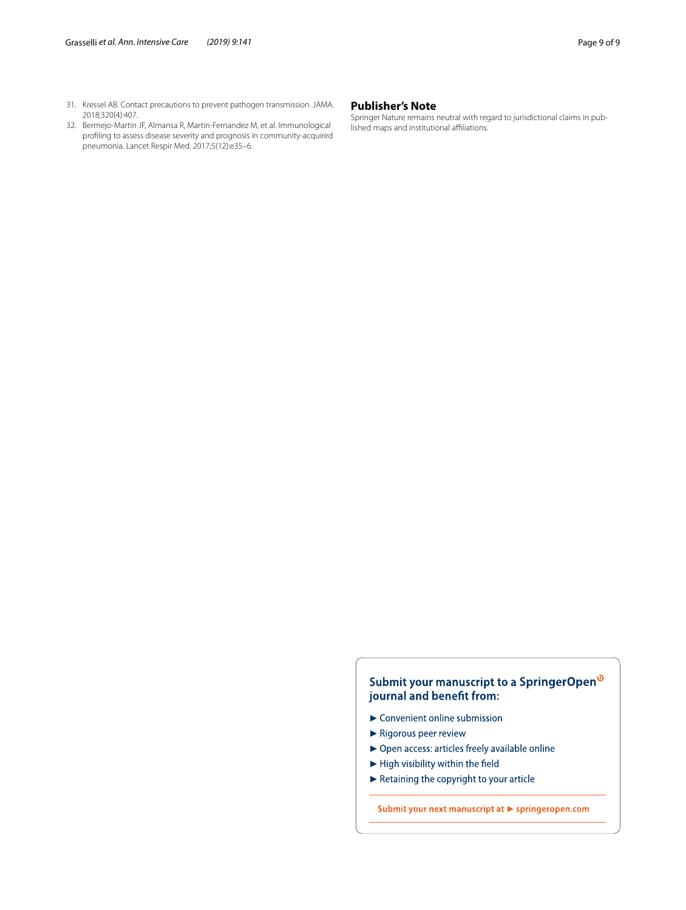31. Kressel AB. Contact precautions to prevent pathogen transmission. JAMA. 2018;320(4):407.
32. Bermejo-Martin JF, Almansa R, Martin-Fernandez M, et al. Immunological profiling to assess disease severity and prognosis in community-acquired pneumonia. Lancet Respir Med. 2017;5(12):e35–6.

## Publisher's Note

Springer Nature remains neutral with regard to jurisdictional claims in published maps and institutional affiliations.

**Submit your manuscript to a SpringerOpen journal and benefit from:**

- ► Convenient online submission
- ► Rigorous peer review
- ► Open access: articles freely available online
- ► High visibility within the field
- ► Retaining the copyright to your article

**Submit your next manuscript at ► springeropen.com**